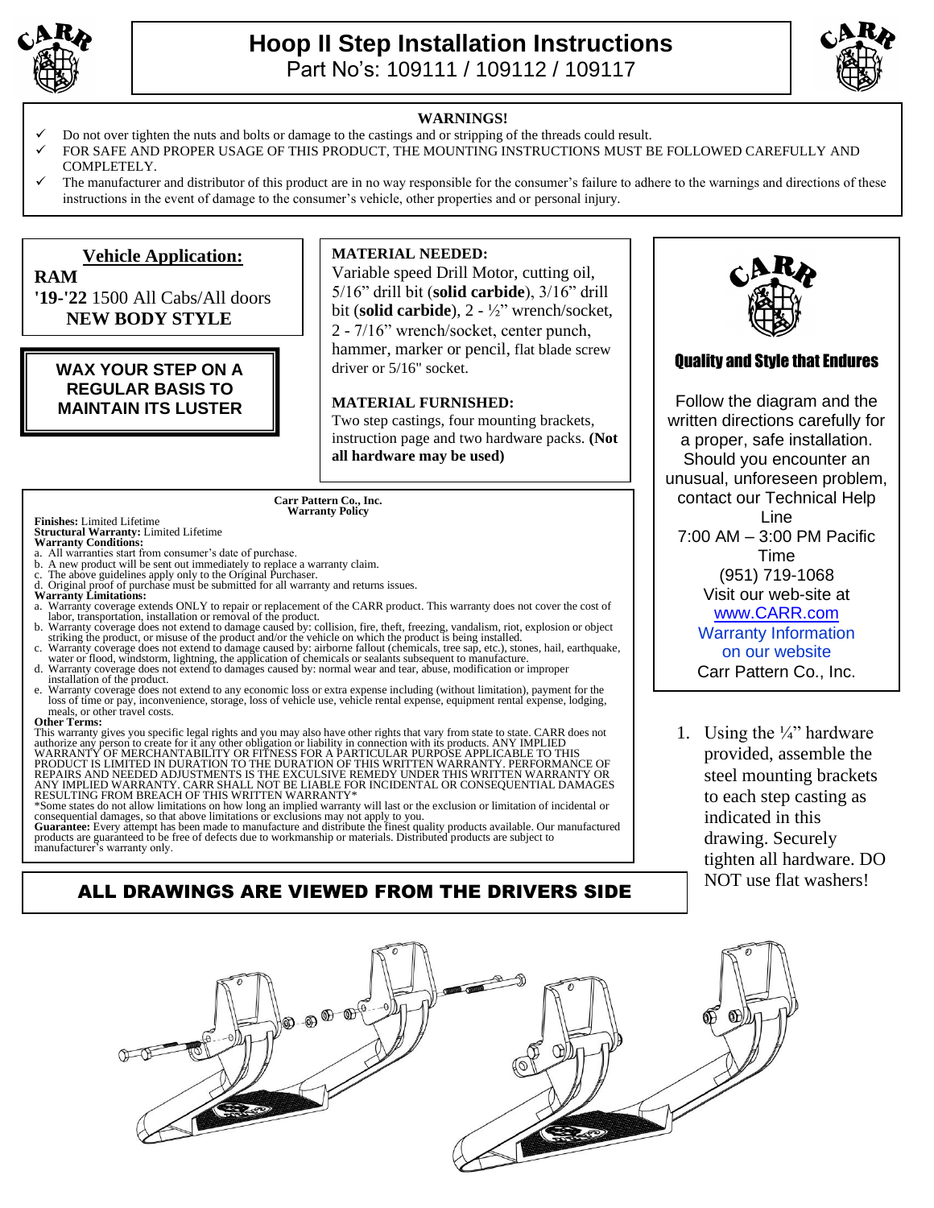# Hoop II Step Installation Instructions

Part No's: 109111 / 109112 / 109117

**WARNINGS!**

- ✓ Do not over tighten the nuts and bolts or damage to the castings and or stripping of the threads could result.
- ✓ FOR SAFE AND PROPER USAGE OF THIS PRODUCT, THE MOUNTING INSTRUCTIONS MUST BE FOLLOWED CAREFULLY AND COMPLETELY.
- ✓ The manufacturer and distributor of this product are in no way responsible for the consumer's failure to adhere to the warnings and directions of these instructions in the event of damage to the consumer's vehicle, other properties and or personal injury.

**Vehicle Application:**

**RAM**
**'19-'22** 1500 All Cabs/All doors
**NEW BODY STYLE**

**WAX YOUR STEP ON A REGULAR BASIS TO MAINTAIN ITS LUSTER**

**MATERIAL NEEDED:**
Variable speed Drill Motor, cutting oil, 5/16" drill bit (**solid carbide**), 3/16" drill bit (**solid carbide**), 2 - ½" wrench/socket, 2 - 7/16" wrench/socket, center punch, hammer, marker or pencil, flat blade screw driver or 5/16" socket.

**MATERIAL FURNISHED:**
Two step castings, four mounting brackets, instruction page and two hardware packs. **(Not all hardware may be used)**

**Quality and Style that Endures**

Follow the diagram and the written directions carefully for a proper, safe installation. Should you encounter an unusual, unforeseen problem, contact our Technical Help Line
7:00 AM – 3:00 PM Pacific Time
(951) 719-1068
Visit our web-site at
www.CARR.com
Warranty Information on our website
Carr Pattern Co., Inc.

**Carr Pattern Co., Inc.**
**Warranty Policy**

**Finishes:** Limited Lifetime
**Structural Warranty:** Limited Lifetime
**Warranty Conditions:**

a. All warranties start from consumer's date of purchase.
b. A new product will be sent out immediately to replace a warranty claim.
c. The above guidelines apply only to the Original Purchaser.
d. Original proof of purchase must be submitted for all warranty and returns issues.

**Warranty Limitations:**

a. Warranty coverage extends ONLY to repair or replacement of the CARR product. This warranty does not cover the cost of labor, transportation, installation or removal of the product.
b. Warranty coverage does not extend to damage caused by: collision, fire, theft, freezing, vandalism, riot, explosion or object striking the product, or misuse of the product and/or the vehicle on which the product is being installed.
c. Warranty coverage does not extend to damage caused by: airborne fallout (chemicals, tree sap, etc.), stones, hail, earthquake, water or flood, windstorm, lightning, the application of chemicals or sealants subsequent to manufacture.
d. Warranty coverage does not extend to damages caused by: normal wear and tear, abuse, modification or improper installation of the product.
e. Warranty coverage does not extend to any economic loss or extra expense including (without limitation), payment for the loss of time or pay, inconvenience, storage, loss of vehicle use, vehicle rental expense, equipment rental expense, lodging, meals, or other travel costs.

**Other Terms:**
This warranty gives you specific legal rights and you may also have other rights that vary from state to state. CARR does not authorize any person to create for it any other obligation or liability in connection with its products. ANY IMPLIED WARRANTY OF MERCHANTABILITY OR FITNESS FOR A PARTICULAR PURPOSE APPLICABLE TO THIS PRODUCT IS LIMITED IN DURATION TO THE DURATION OF THIS WRITTEN WARRANTY. PERFORMANCE OF REPAIRS AND NEEDED ADJUSTMENTS IS THE EXCULSIVE REMEDY UNDER THIS WRITTEN WARRANTY OR ANY IMPLIED WARRANTY. CARR SHALL NOT BE LIABLE FOR INCIDENTAL OR CONSEQUENTIAL DAMAGES RESULTING FROM BREACH OF THIS WRITTEN WARRANTY*
*Some states do not allow limitations on how long an implied warranty will last or the exclusion or limitation of incidental or consequential damages, so that above limitations or exclusions may not apply to you.
**Guarantee:** Every attempt has been made to manufacture and distribute the finest quality products available. Our manufactured products are guaranteed to be free of defects due to workmanship or materials. Distributed products are subject to manufacturer's warranty only.

**ALL DRAWINGS ARE VIEWED FROM THE DRIVERS SIDE**

1. Using the ¼" hardware provided, assemble the steel mounting brackets to each step casting as indicated in this drawing. Securely tighten all hardware. DO NOT use flat washers!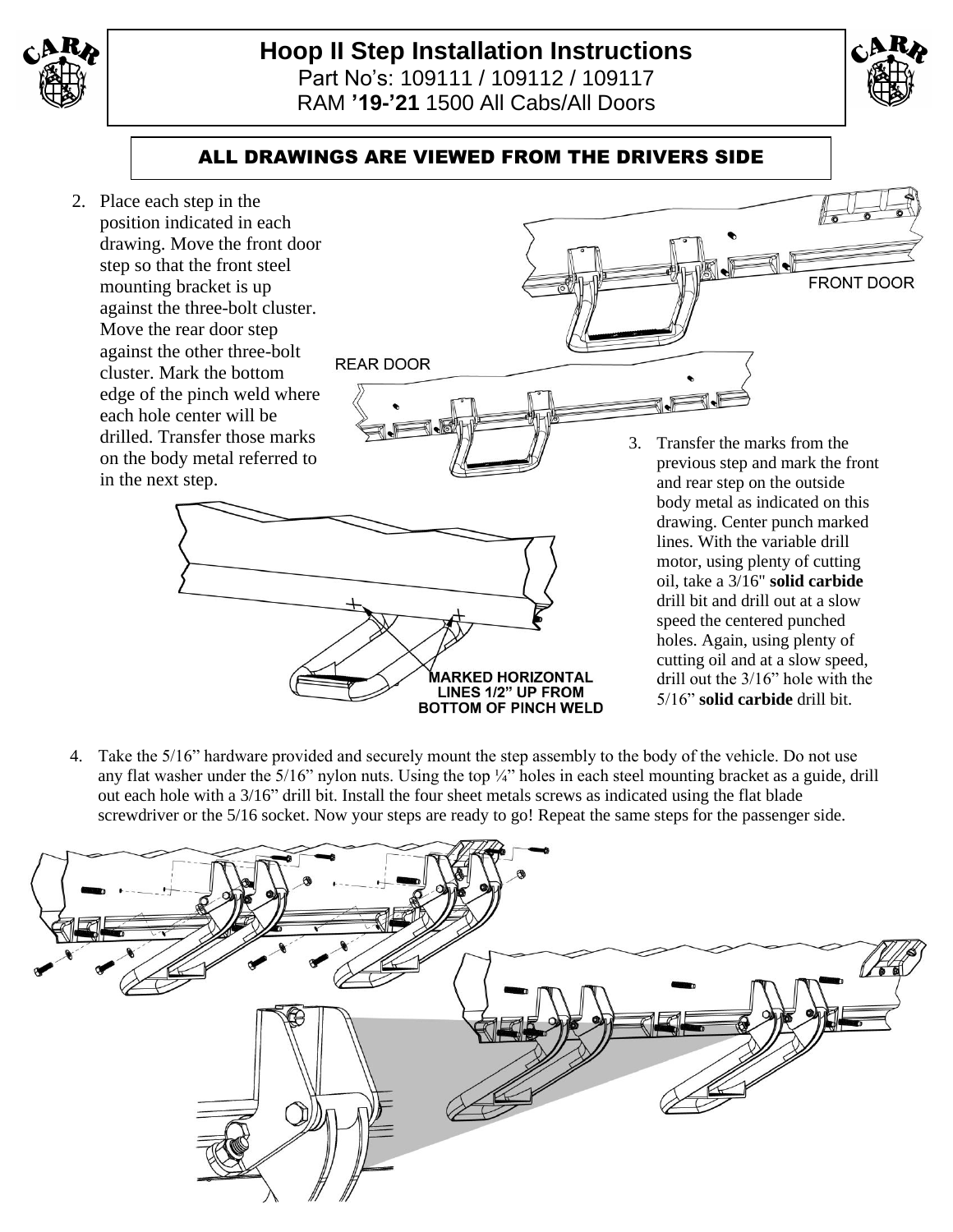# Hoop II Step Installation Instructions

Part No's: 109111 / 109112 / 109117

RAM **'19-'21** 1500 All Cabs/All Doors

## ALL DRAWINGS ARE VIEWED FROM THE DRIVERS SIDE

2. Place each step in the position indicated in each drawing. Move the front door step so that the front steel mounting bracket is up against the three-bolt cluster. Move the rear door step against the other three-bolt cluster. Mark the bottom edge of the pinch weld where each hole center will be drilled. Transfer those marks on the body metal referred to in the next step.

FRONT DOOR

REAR DOOR

3. Transfer the marks from the previous step and mark the front and rear step on the outside body metal as indicated on this drawing. Center punch marked lines. With the variable drill motor, using plenty of cutting oil, take a 3/16" **solid carbide** drill bit and drill out at a slow speed the centered punched holes. Again, using plenty of cutting oil and at a slow speed, drill out the 3/16" hole with the 5/16" **solid carbide** drill bit.

MARKED HORIZONTAL LINES 1/2" UP FROM BOTTOM OF PINCH WELD

4. Take the 5/16" hardware provided and securely mount the step assembly to the body of the vehicle. Do not use any flat washer under the 5/16" nylon nuts. Using the top ¼" holes in each steel mounting bracket as a guide, drill out each hole with a 3/16" drill bit. Install the four sheet metals screws as indicated using the flat blade screwdriver or the 5/16 socket. Now your steps are ready to go! Repeat the same steps for the passenger side.